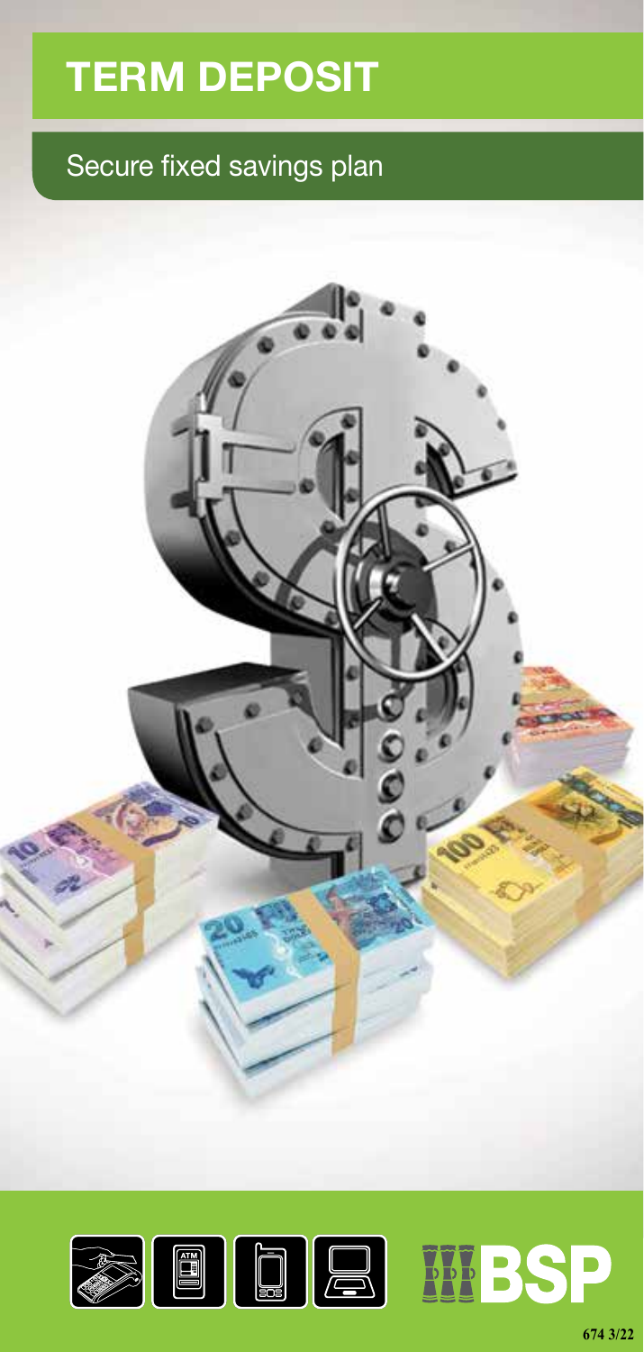# TERM DEPOSIT

## Secure fixed savings plan

BSP

674 3/22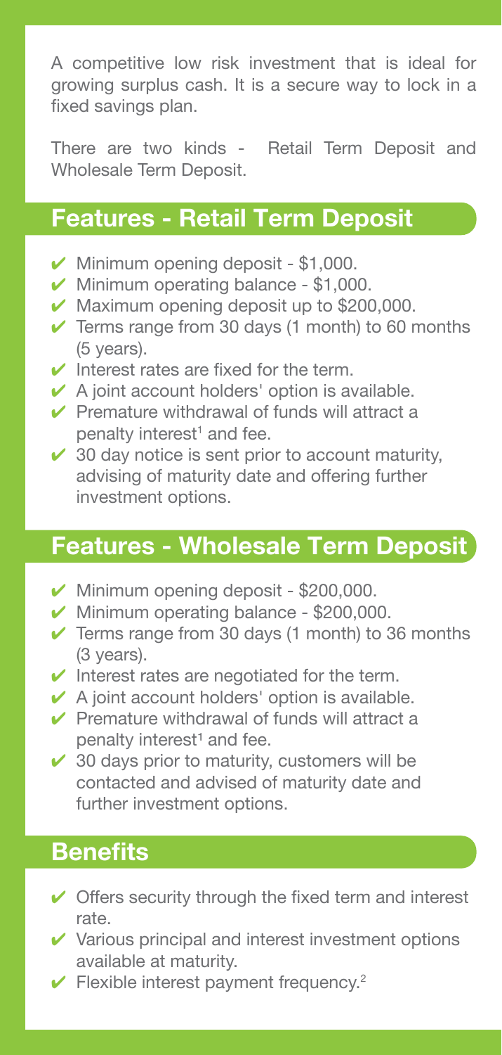A competitive low risk investment that is ideal for growing surplus cash. It is a secure way to lock in a fixed savings plan.

There are two kinds - Retail Term Deposit and Wholesale Term Deposit.

## Features - Retail Term Deposit

- ✔ Minimum opening deposit - $1,000.
- ✔ Minimum operating balance - $1,000.
- ✔ Maximum opening deposit up to $200,000.
- ✔ Terms range from 30 days (1 month) to 60 months (5 years).
- ✔ Interest rates are fixed for the term.
- ✔ A joint account holders' option is available.
- ✔ Premature withdrawal of funds will attract a penalty interest[1] and fee.
- ✔ 30 day notice is sent prior to account maturity, advising of maturity date and offering further investment options.

## Features - Wholesale Term Deposit

- ✔ Minimum opening deposit - $200,000.
- ✔ Minimum operating balance - $200,000.
- ✔ Terms range from 30 days (1 month) to 36 months (3 years).
- ✔ Interest rates are negotiated for the term.
- ✔ A joint account holders' option is available.
- ✔ Premature withdrawal of funds will attract a penalty interest[1] and fee.
- ✔ 30 days prior to maturity, customers will be contacted and advised of maturity date and further investment options.

## Benefits

- ✔ Offers security through the fixed term and interest rate.
- ✔ Various principal and interest investment options available at maturity.
- ✔ Flexible interest payment frequency.[2]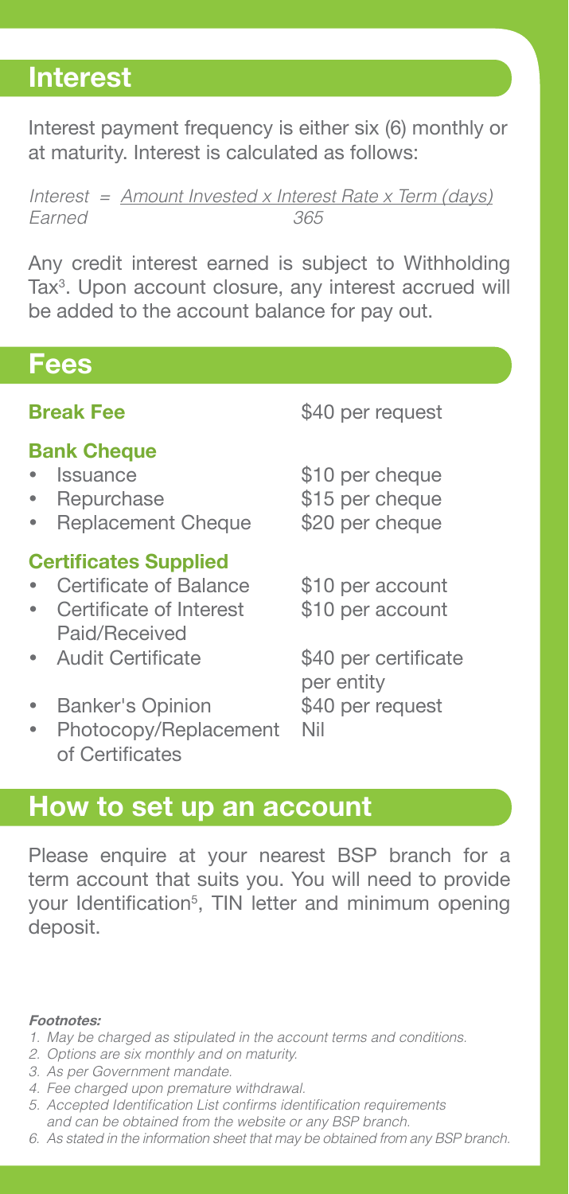## Interest

Interest payment frequency is either six (6) monthly or at maturity. Interest is calculated as follows:

$$\text{Interest Earned} = \frac{\text{Amount Invested} \times \text{Interest Rate} \times \text{Term (days)}}{365}$$

Any credit interest earned is subject to Withholding Tax[3]. Upon account closure, any interest accrued will be added to the account balance for pay out.

## Fees

| | |
|---|---|
| **Break Fee** | $40 per request |
| **Bank Cheque** | |
| • Issuance | $10 per cheque |
| • Repurchase | $15 per cheque |
| • Replacement Cheque | $20 per cheque |
| **Certificates Supplied** | |
| • Certificate of Balance | $10 per account |
| • Certificate of Interest Paid/Received | $10 per account |
| • Audit Certificate | $40 per certificate per entity |
| • Banker's Opinion | $40 per request |
| • Photocopy/Replacement of Certificates | Nil |

## How to set up an account

Please enquire at your nearest BSP branch for a term account that suits you. You will need to provide your Identification[5], TIN letter and minimum opening deposit.

***Footnotes:***

1. *May be charged as stipulated in the account terms and conditions.*
2. *Options are six monthly and on maturity.*
3. *As per Government mandate.*
4. *Fee charged upon premature withdrawal.*
5. *Accepted Identification List confirms identification requirements and can be obtained from the website or any BSP branch.*
6. *As stated in the information sheet that may be obtained from any BSP branch.*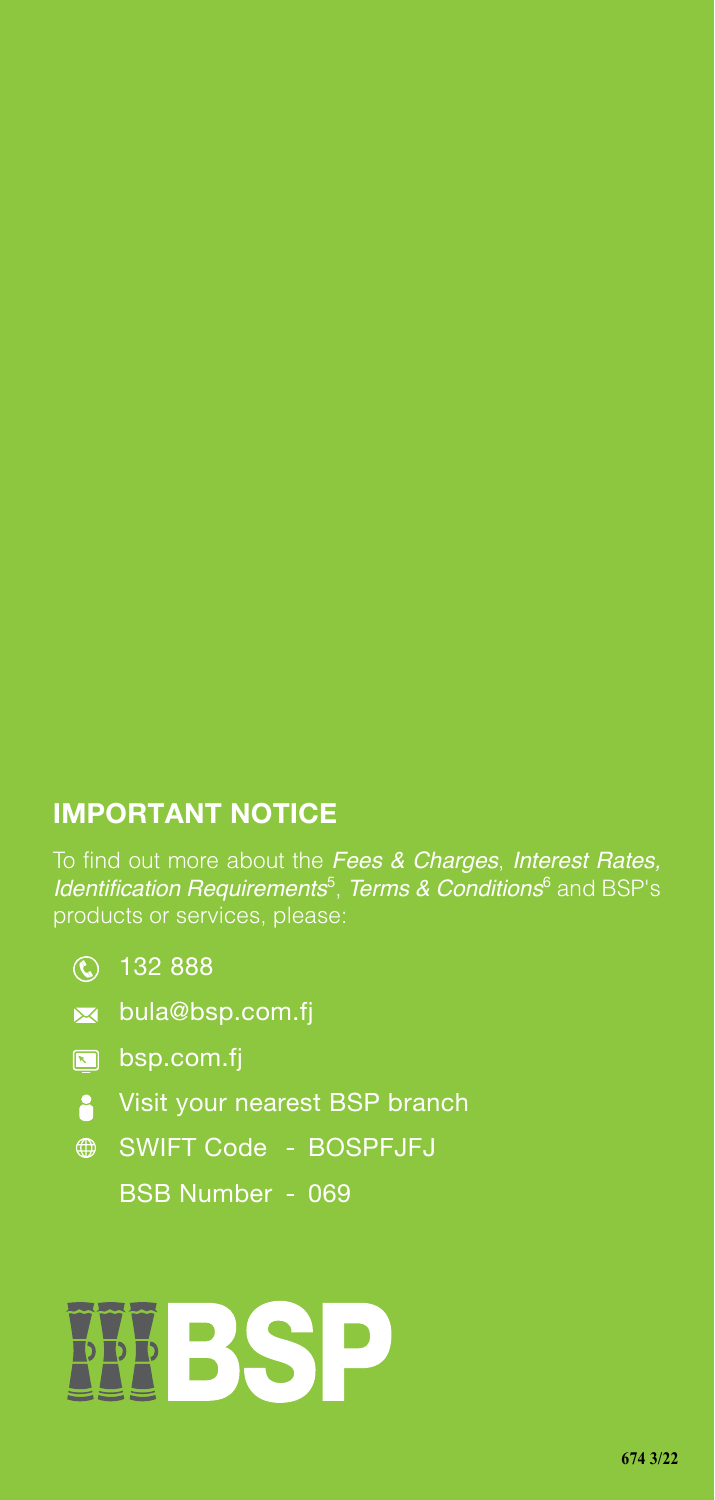## IMPORTANT NOTICE

To find out more about the *Fees & Charges*, *Interest Rates, Identification Requirements*[5], *Terms & Conditions*[6] and BSP's products or services, please:

- 132 888
- bula@bsp.com.fj
- bsp.com.fj
- Visit your nearest BSP branch
- SWIFT Code - BOSPFJFJ

  BSB Number - 069

BSP

674 3/22